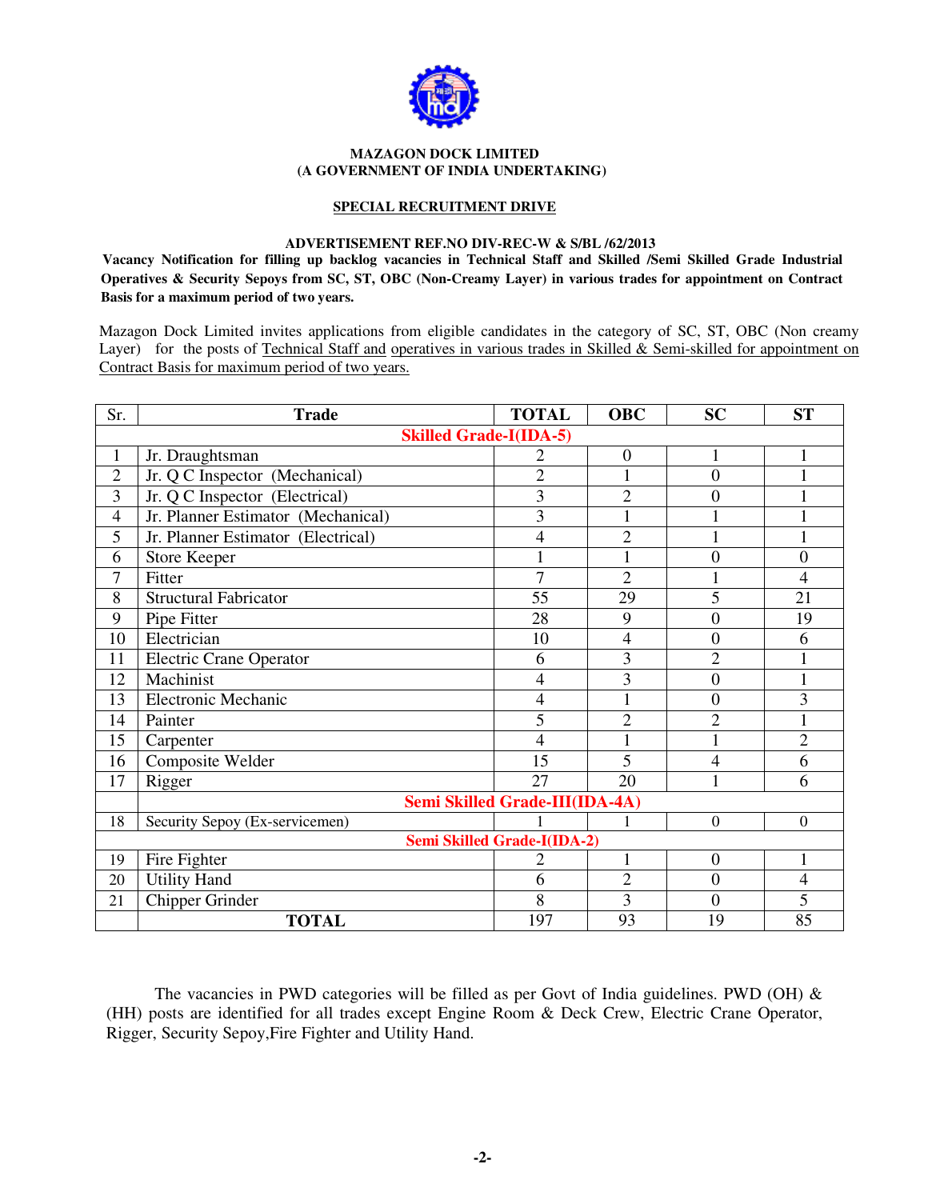**MAZAGON DOCK LIMITED**
**(A GOVERNMENT OF INDIA UNDERTAKING)**

**SPECIAL RECRUITMENT DRIVE**

**ADVERTISEMENT REF.NO DIV-REC-W & S/BL /62/2013**

**Vacancy Notification for filling up backlog vacancies in Technical Staff and Skilled /Semi Skilled Grade Industrial Operatives & Security Sepoys from SC, ST, OBC (Non-Creamy Layer) in various trades for appointment on Contract Basis for a maximum period of two years.**

Mazagon Dock Limited invites applications from eligible candidates in the category of SC, ST, OBC (Non creamy Layer) for the posts of Technical Staff and operatives in various trades in Skilled & Semi-skilled for appointment on Contract Basis for maximum period of two years.

| Sr. | Trade | TOTAL | OBC | SC | ST |
|---|---|---|---|---|---|
| | **Skilled Grade-I(IDA-5)** | | | | |
| 1 | Jr. Draughtsman | 2 | 0 | 1 | 1 |
| 2 | Jr. Q C Inspector (Mechanical) | 2 | 1 | 0 | 1 |
| 3 | Jr. Q C Inspector (Electrical) | 3 | 2 | 0 | 1 |
| 4 | Jr. Planner Estimator (Mechanical) | 3 | 1 | 1 | 1 |
| 5 | Jr. Planner Estimator (Electrical) | 4 | 2 | 1 | 1 |
| 6 | Store Keeper | 1 | 1 | 0 | 0 |
| 7 | Fitter | 7 | 2 | 1 | 4 |
| 8 | Structural Fabricator | 55 | 29 | 5 | 21 |
| 9 | Pipe Fitter | 28 | 9 | 0 | 19 |
| 10 | Electrician | 10 | 4 | 0 | 6 |
| 11 | Electric Crane Operator | 6 | 3 | 2 | 1 |
| 12 | Machinist | 4 | 3 | 0 | 1 |
| 13 | Electronic Mechanic | 4 | 1 | 0 | 3 |
| 14 | Painter | 5 | 2 | 2 | 1 |
| 15 | Carpenter | 4 | 1 | 1 | 2 |
| 16 | Composite Welder | 15 | 5 | 4 | 6 |
| 17 | Rigger | 27 | 20 | 1 | 6 |
| | **Semi Skilled Grade-III(IDA-4A)** | | | | |
| 18 | Security Sepoy (Ex-servicemen) | 1 | 1 | 0 | 0 |
| | **Semi Skilled Grade-I(IDA-2)** | | | | |
| 19 | Fire Fighter | 2 | 1 | 0 | 1 |
| 20 | Utility Hand | 6 | 2 | 0 | 4 |
| 21 | Chipper Grinder | 8 | 3 | 0 | 5 |
| | **TOTAL** | 197 | 93 | 19 | 85 |

The vacancies in PWD categories will be filled as per Govt of India guidelines. PWD (OH) & (HH) posts are identified for all trades except Engine Room & Deck Crew, Electric Crane Operator, Rigger, Security Sepoy,Fire Fighter and Utility Hand.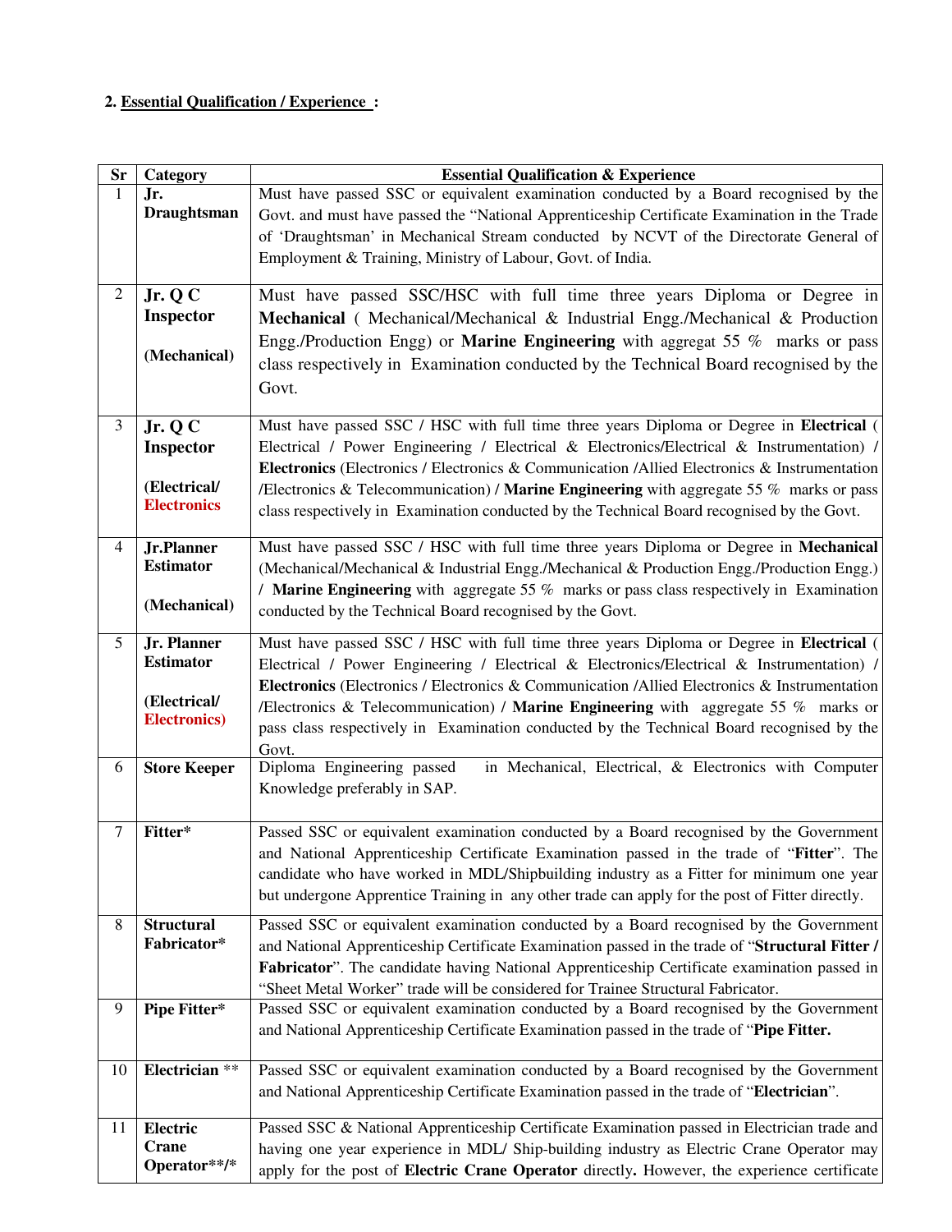**2. Essential Qualification / Experience :**

| Sr | Category | Essential Qualification & Experience |
|---|---|---|
| 1 | **Jr. Draughtsman** | Must have passed SSC or equivalent examination conducted by a Board recognised by the Govt. and must have passed the "National Apprenticeship Certificate Examination in the Trade of 'Draughtsman' in Mechanical Stream conducted by NCVT of the Directorate General of Employment & Training, Ministry of Labour, Govt. of India. |
| 2 | **Jr. Q C Inspector (Mechanical)** | Must have passed SSC/HSC with full time three years Diploma or Degree in **Mechanical** ( Mechanical/Mechanical & Industrial Engg./Mechanical & Production Engg./Production Engg) or **Marine Engineering** with aggregat 55 % marks or pass class respectively in Examination conducted by the Technical Board recognised by the Govt. |
| 3 | **Jr. Q C Inspector (Electrical/ Electronics** | Must have passed SSC / HSC with full time three years Diploma or Degree in **Electrical** ( Electrical / Power Engineering / Electrical & Electronics/Electrical & Instrumentation) / **Electronics** (Electronics / Electronics & Communication /Allied Electronics & Instrumentation /Electronics & Telecommunication) / **Marine Engineering** with aggregate 55 % marks or pass class respectively in Examination conducted by the Technical Board recognised by the Govt. |
| 4 | **Jr.Planner Estimator (Mechanical)** | Must have passed SSC / HSC with full time three years Diploma or Degree in **Mechanical** (Mechanical/Mechanical & Industrial Engg./Mechanical & Production Engg./Production Engg.) / **Marine Engineering** with aggregate 55 % marks or pass class respectively in Examination conducted by the Technical Board recognised by the Govt. |
| 5 | **Jr. Planner Estimator (Electrical/ Electronics)** | Must have passed SSC / HSC with full time three years Diploma or Degree in **Electrical** ( Electrical / Power Engineering / Electrical & Electronics/Electrical & Instrumentation) / **Electronics** (Electronics / Electronics & Communication /Allied Electronics & Instrumentation /Electronics & Telecommunication) / **Marine Engineering** with aggregate 55 % marks or pass class respectively in Examination conducted by the Technical Board recognised by the Govt. |
| 6 | **Store Keeper** | Diploma Engineering passed in Mechanical, Electrical, & Electronics with Computer Knowledge preferably in SAP. |
| 7 | **Fitter*** | Passed SSC or equivalent examination conducted by a Board recognised by the Government and National Apprenticeship Certificate Examination passed in the trade of "**Fitter**". The candidate who have worked in MDL/Shipbuilding industry as a Fitter for minimum one year but undergone Apprentice Training in any other trade can apply for the post of Fitter directly. |
| 8 | **Structural Fabricator*** | Passed SSC or equivalent examination conducted by a Board recognised by the Government and National Apprenticeship Certificate Examination passed in the trade of "**Structural Fitter / Fabricator**". The candidate having National Apprenticeship Certificate examination passed in "Sheet Metal Worker" trade will be considered for Trainee Structural Fabricator. |
| 9 | **Pipe Fitter*** | Passed SSC or equivalent examination conducted by a Board recognised by the Government and National Apprenticeship Certificate Examination passed in the trade of "**Pipe Fitter.** |
| 10 | **Electrician** ** | Passed SSC or equivalent examination conducted by a Board recognised by the Government and National Apprenticeship Certificate Examination passed in the trade of "**Electrician**". |
| 11 | **Electric Crane Operator**/*** | Passed SSC & National Apprenticeship Certificate Examination passed in Electrician trade and having one year experience in MDL/ Ship-building industry as Electric Crane Operator may apply for the post of **Electric Crane Operator** directly**.** However, the experience certificate |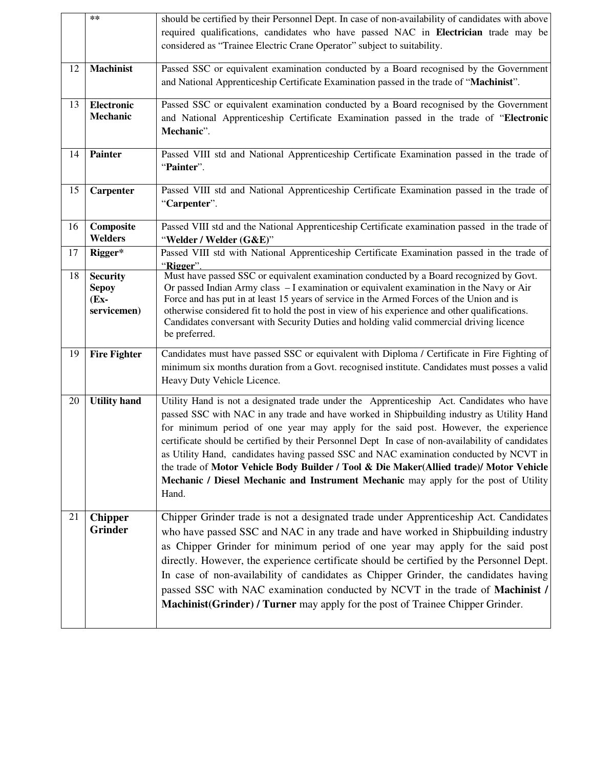| | | |
|---|---|---|
| | ** | should be certified by their Personnel Dept. In case of non-availability of candidates with above required qualifications, candidates who have passed NAC in **Electrician** trade may be considered as "Trainee Electric Crane Operator" subject to suitability. |
| 12 | **Machinist** | Passed SSC or equivalent examination conducted by a Board recognised by the Government and National Apprenticeship Certificate Examination passed in the trade of "**Machinist**". |
| 13 | **Electronic Mechanic** | Passed SSC or equivalent examination conducted by a Board recognised by the Government and National Apprenticeship Certificate Examination passed in the trade of "**Electronic Mechanic**". |
| 14 | **Painter** | Passed VIII std and National Apprenticeship Certificate Examination passed in the trade of "**Painter**". |
| 15 | **Carpenter** | Passed VIII std and National Apprenticeship Certificate Examination passed in the trade of "**Carpenter**". |
| 16 | **Composite Welders** | Passed VIII std and the National Apprenticeship Certificate examination passed in the trade of "**Welder / Welder (G&E)**" |
| 17 | **Rigger*** | Passed VIII std with National Apprenticeship Certificate Examination passed in the trade of "**Rigger**". |
| 18 | **Security Sepoy (Ex-servicemen)** | Must have passed SSC or equivalent examination conducted by a Board recognized by Govt. Or passed Indian Army class – I examination or equivalent examination in the Navy or Air Force and has put in at least 15 years of service in the Armed Forces of the Union and is otherwise considered fit to hold the post in view of his experience and other qualifications. Candidates conversant with Security Duties and holding valid commercial driving licence be preferred. |
| 19 | **Fire Fighter** | Candidates must have passed SSC or equivalent with Diploma / Certificate in Fire Fighting of minimum six months duration from a Govt. recognised institute. Candidates must posses a valid Heavy Duty Vehicle Licence. |
| 20 | **Utility hand** | Utility Hand is not a designated trade under the Apprenticeship Act. Candidates who have passed SSC with NAC in any trade and have worked in Shipbuilding industry as Utility Hand for minimum period of one year may apply for the said post. However, the experience certificate should be certified by their Personnel Dept In case of non-availability of candidates as Utility Hand, candidates having passed SSC and NAC examination conducted by NCVT in the trade of **Motor Vehicle Body Builder / Tool & Die Maker(Allied trade)/ Motor Vehicle Mechanic / Diesel Mechanic and Instrument Mechanic** may apply for the post of Utility Hand. |
| 21 | **Chipper Grinder** | Chipper Grinder trade is not a designated trade under Apprenticeship Act. Candidates who have passed SSC and NAC in any trade and have worked in Shipbuilding industry as Chipper Grinder for minimum period of one year may apply for the said post directly. However, the experience certificate should be certified by the Personnel Dept. In case of non-availability of candidates as Chipper Grinder, the candidates having passed SSC with NAC examination conducted by NCVT in the trade of **Machinist / Machinist(Grinder) / Turner** may apply for the post of Trainee Chipper Grinder. |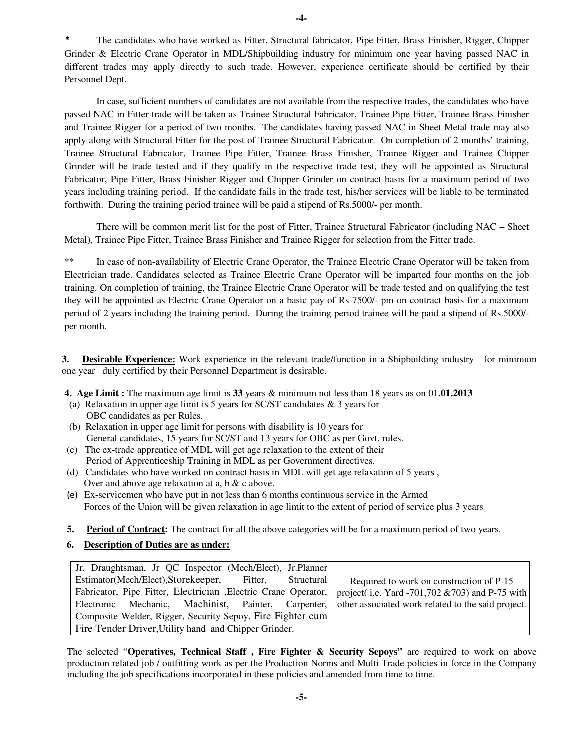\* The candidates who have worked as Fitter, Structural fabricator, Pipe Fitter, Brass Finisher, Rigger, Chipper Grinder & Electric Crane Operator in MDL/Shipbuilding industry for minimum one year having passed NAC in different trades may apply directly to such trade. However, experience certificate should be certified by their Personnel Dept.

In case, sufficient numbers of candidates are not available from the respective trades, the candidates who have passed NAC in Fitter trade will be taken as Trainee Structural Fabricator, Trainee Pipe Fitter, Trainee Brass Finisher and Trainee Rigger for a period of two months. The candidates having passed NAC in Sheet Metal trade may also apply along with Structural Fitter for the post of Trainee Structural Fabricator. On completion of 2 months' training, Trainee Structural Fabricator, Trainee Pipe Fitter, Trainee Brass Finisher, Trainee Rigger and Trainee Chipper Grinder will be trade tested and if they qualify in the respective trade test, they will be appointed as Structural Fabricator, Pipe Fitter, Brass Finisher Rigger and Chipper Grinder on contract basis for a maximum period of two years including training period. If the candidate fails in the trade test, his/her services will be liable to be terminated forthwith. During the training period trainee will be paid a stipend of Rs.5000/- per month.

There will be common merit list for the post of Fitter, Trainee Structural Fabricator (including NAC – Sheet Metal), Trainee Pipe Fitter, Trainee Brass Finisher and Trainee Rigger for selection from the Fitter trade.

\*\* In case of non-availability of Electric Crane Operator, the Trainee Electric Crane Operator will be taken from Electrician trade. Candidates selected as Trainee Electric Crane Operator will be imparted four months on the job training. On completion of training, the Trainee Electric Crane Operator will be trade tested and on qualifying the test they will be appointed as Electric Crane Operator on a basic pay of Rs 7500/- pm on contract basis for a maximum period of 2 years including the training period. During the training period trainee will be paid a stipend of Rs.5000/- per month.

**3. Desirable Experience:** Work experience in the relevant trade/function in a Shipbuilding industry for minimum one year duly certified by their Personnel Department is desirable.

**4. Age Limit :** The maximum age limit is **33** years & minimum not less than 18 years as on 01**.01.2013**

(a) Relaxation in upper age limit is 5 years for SC/ST candidates & 3 years for OBC candidates as per Rules.
(b) Relaxation in upper age limit for persons with disability is 10 years for General candidates, 15 years for SC/ST and 13 years for OBC as per Govt. rules.
(c) The ex-trade apprentice of MDL will get age relaxation to the extent of their Period of Apprenticeship Training in MDL as per Government directives.
(d) Candidates who have worked on contract basis in MDL will get age relaxation of 5 years , Over and above age relaxation at a, b & c above.
(e) Ex-servicemen who have put in not less than 6 months continuous service in the Armed Forces of the Union will be given relaxation in age limit to the extent of period of service plus 3 years

**5. Period of Contract:** The contract for all the above categories will be for a maximum period of two years.

**6. Description of Duties are as under:**

| | |
|---|---|
| Jr. Draughtsman, Jr QC Inspector (Mech/Elect), Jr.Planner Estimator(Mech/Elect),Storekeeper, Fitter, Structural Fabricator, Pipe Fitter, Electrician ,Electric Crane Operator, Electronic Mechanic, Machinist, Painter, Carpenter, Composite Welder, Rigger, Security Sepoy, Fire Fighter cum Fire Tender Driver,Utility hand and Chipper Grinder. | Required to work on construction of P-15 project( i.e. Yard -701,702 &703) and P-75 with other associated work related to the said project. |

The selected "**Operatives, Technical Staff , Fire Fighter & Security Sepoys"** are required to work on above production related job / outfitting work as per the Production Norms and Multi Trade policies in force in the Company including the job specifications incorporated in these policies and amended from time to time.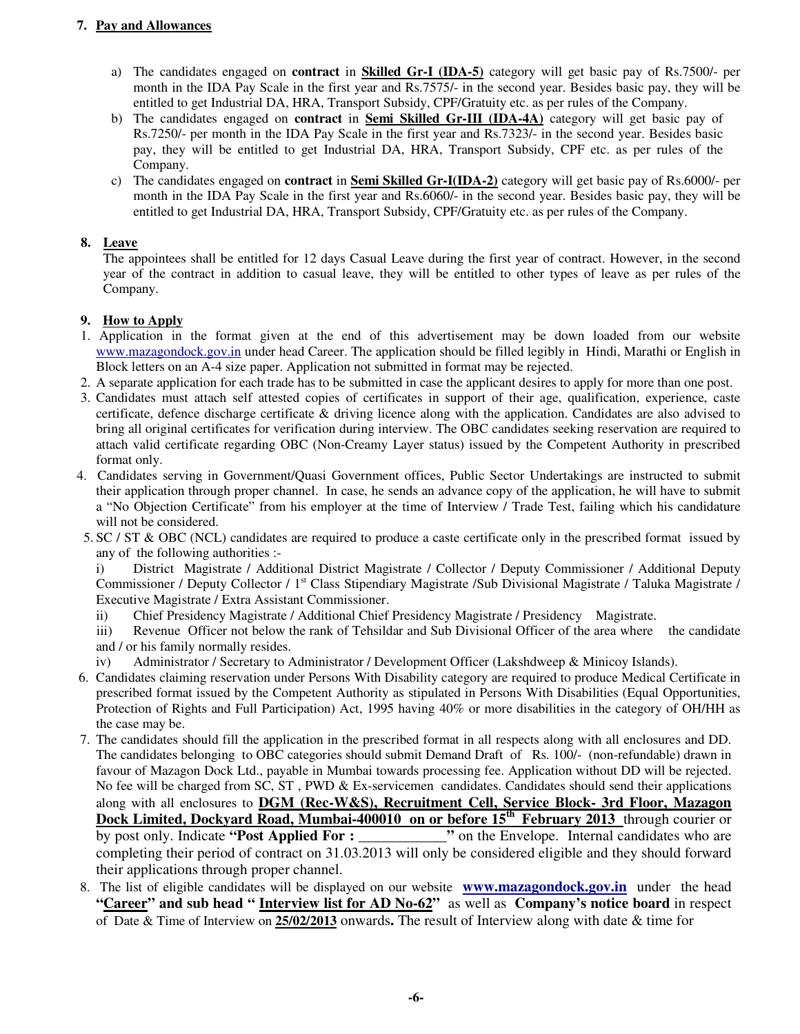## 7. Pay and Allowances

a) The candidates engaged on **contract** in **Skilled Gr-I (IDA-5)** category will get basic pay of Rs.7500/- per month in the IDA Pay Scale in the first year and Rs.7575/- in the second year. Besides basic pay, they will be entitled to get Industrial DA, HRA, Transport Subsidy, CPF/Gratuity etc. as per rules of the Company.

b) The candidates engaged on **contract** in **Semi Skilled Gr-III (IDA-4A)** category will get basic pay of Rs.7250/- per month in the IDA Pay Scale in the first year and Rs.7323/- in the second year. Besides basic pay, they will be entitled to get Industrial DA, HRA, Transport Subsidy, CPF etc. as per rules of the Company.

c) The candidates engaged on **contract** in **Semi Skilled Gr-I(IDA-2)** category will get basic pay of Rs.6000/- per month in the IDA Pay Scale in the first year and Rs.6060/- in the second year. Besides basic pay, they will be entitled to get Industrial DA, HRA, Transport Subsidy, CPF/Gratuity etc. as per rules of the Company.

## 8. Leave

The appointees shall be entitled for 12 days Casual Leave during the first year of contract. However, in the second year of the contract in addition to casual leave, they will be entitled to other types of leave as per rules of the Company.

## 9. How to Apply

1. Application in the format given at the end of this advertisement may be down loaded from our website www.mazagondock.gov.in under head Career. The application should be filled legibly in Hindi, Marathi or English in Block letters on an A-4 size paper. Application not submitted in format may be rejected.
2. A separate application for each trade has to be submitted in case the applicant desires to apply for more than one post.
3. Candidates must attach self attested copies of certificates in support of their age, qualification, experience, caste certificate, defence discharge certificate & driving licence along with the application. Candidates are also advised to bring all original certificates for verification during interview. The OBC candidates seeking reservation are required to attach valid certificate regarding OBC (Non-Creamy Layer status) issued by the Competent Authority in prescribed format only.
4. Candidates serving in Government/Quasi Government offices, Public Sector Undertakings are instructed to submit their application through proper channel. In case, he sends an advance copy of the application, he will have to submit a "No Objection Certificate" from his employer at the time of Interview / Trade Test, failing which his candidature will not be considered.
5. SC / ST & OBC (NCL) candidates are required to produce a caste certificate only in the prescribed format issued by any of the following authorities :-
   i) District Magistrate / Additional District Magistrate / Collector / Deputy Commissioner / Additional Deputy Commissioner / Deputy Collector / 1st Class Stipendiary Magistrate /Sub Divisional Magistrate / Taluka Magistrate / Executive Magistrate / Extra Assistant Commissioner.
   ii) Chief Presidency Magistrate / Additional Chief Presidency Magistrate / Presidency Magistrate.
   iii) Revenue Officer not below the rank of Tehsildar and Sub Divisional Officer of the area where the candidate and / or his family normally resides.
   iv) Administrator / Secretary to Administrator / Development Officer (Lakshdweep & Minicoy Islands).
6. Candidates claiming reservation under Persons With Disability category are required to produce Medical Certificate in prescribed format issued by the Competent Authority as stipulated in Persons With Disabilities (Equal Opportunities, Protection of Rights and Full Participation) Act, 1995 having 40% or more disabilities in the category of OH/HH as the case may be.
7. The candidates should fill the application in the prescribed format in all respects along with all enclosures and DD. The candidates belonging to OBC categories should submit Demand Draft of Rs. 100/- (non-refundable) drawn in favour of Mazagon Dock Ltd., payable in Mumbai towards processing fee. Application without DD will be rejected. No fee will be charged from SC, ST , PWD & Ex-servicemen candidates. Candidates should send their applications along with all enclosures to **DGM (Rec-W&S), Recruitment Cell, Service Block- 3rd Floor, Mazagon Dock Limited, Dockyard Road, Mumbai-400010 on or before 15th February 2013** through courier or by post only. Indicate **"Post Applied For : ____________"** on the Envelope. Internal candidates who are completing their period of contract on 31.03.2013 will only be considered eligible and they should forward their applications through proper channel.
8. The list of eligible candidates will be displayed on our website **www.mazagondock.gov.in** under the head **"Career" and sub head " Interview list for AD No-62"** as well as **Company's notice board** in respect of Date & Time of Interview on **25/02/2013** onwards**.** The result of Interview along with date & time for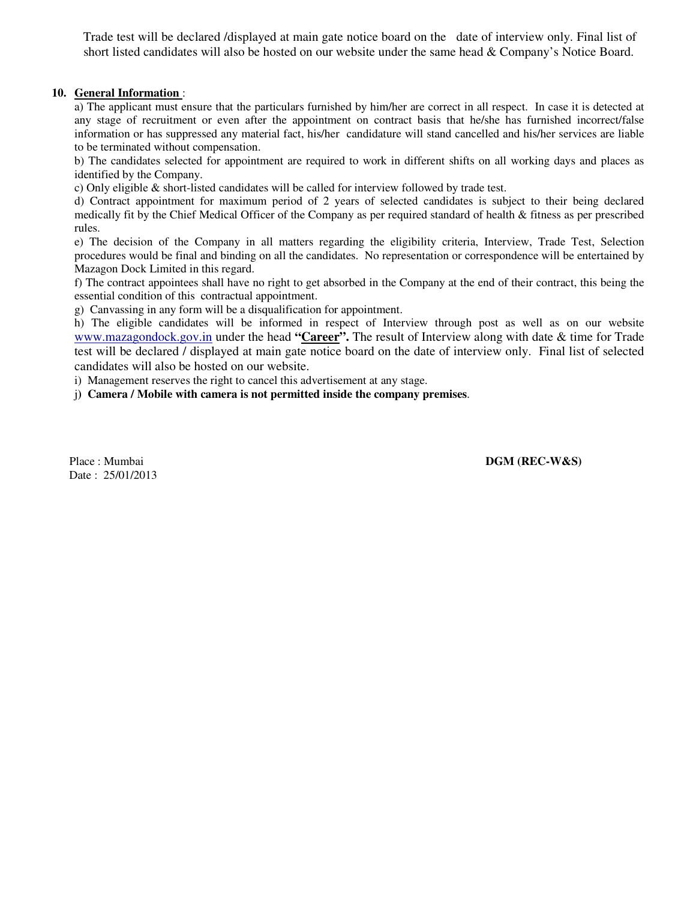Trade test will be declared /displayed at main gate notice board on the date of interview only. Final list of short listed candidates will also be hosted on our website under the same head & Company's Notice Board.

**10. <u>General Information</u>** :

a) The applicant must ensure that the particulars furnished by him/her are correct in all respect. In case it is detected at any stage of recruitment or even after the appointment on contract basis that he/she has furnished incorrect/false information or has suppressed any material fact, his/her candidature will stand cancelled and his/her services are liable to be terminated without compensation.

b) The candidates selected for appointment are required to work in different shifts on all working days and places as identified by the Company.

c) Only eligible & short-listed candidates will be called for interview followed by trade test.

d) Contract appointment for maximum period of 2 years of selected candidates is subject to their being declared medically fit by the Chief Medical Officer of the Company as per required standard of health & fitness as per prescribed rules.

e) The decision of the Company in all matters regarding the eligibility criteria, Interview, Trade Test, Selection procedures would be final and binding on all the candidates. No representation or correspondence will be entertained by Mazagon Dock Limited in this regard.

f) The contract appointees shall have no right to get absorbed in the Company at the end of their contract, this being the essential condition of this contractual appointment.

g) Canvassing in any form will be a disqualification for appointment.

h) The eligible candidates will be informed in respect of Interview through post as well as on our website www.mazagondock.gov.in under the head **"<u>Career</u>".** The result of Interview along with date & time for Trade test will be declared / displayed at main gate notice board on the date of interview only. Final list of selected candidates will also be hosted on our website.

i) Management reserves the right to cancel this advertisement at any stage.

j) **Camera / Mobile with camera is not permitted inside the company premises**.

Place : Mumbai
Date : 25/01/2013

**DGM (REC-W&S)**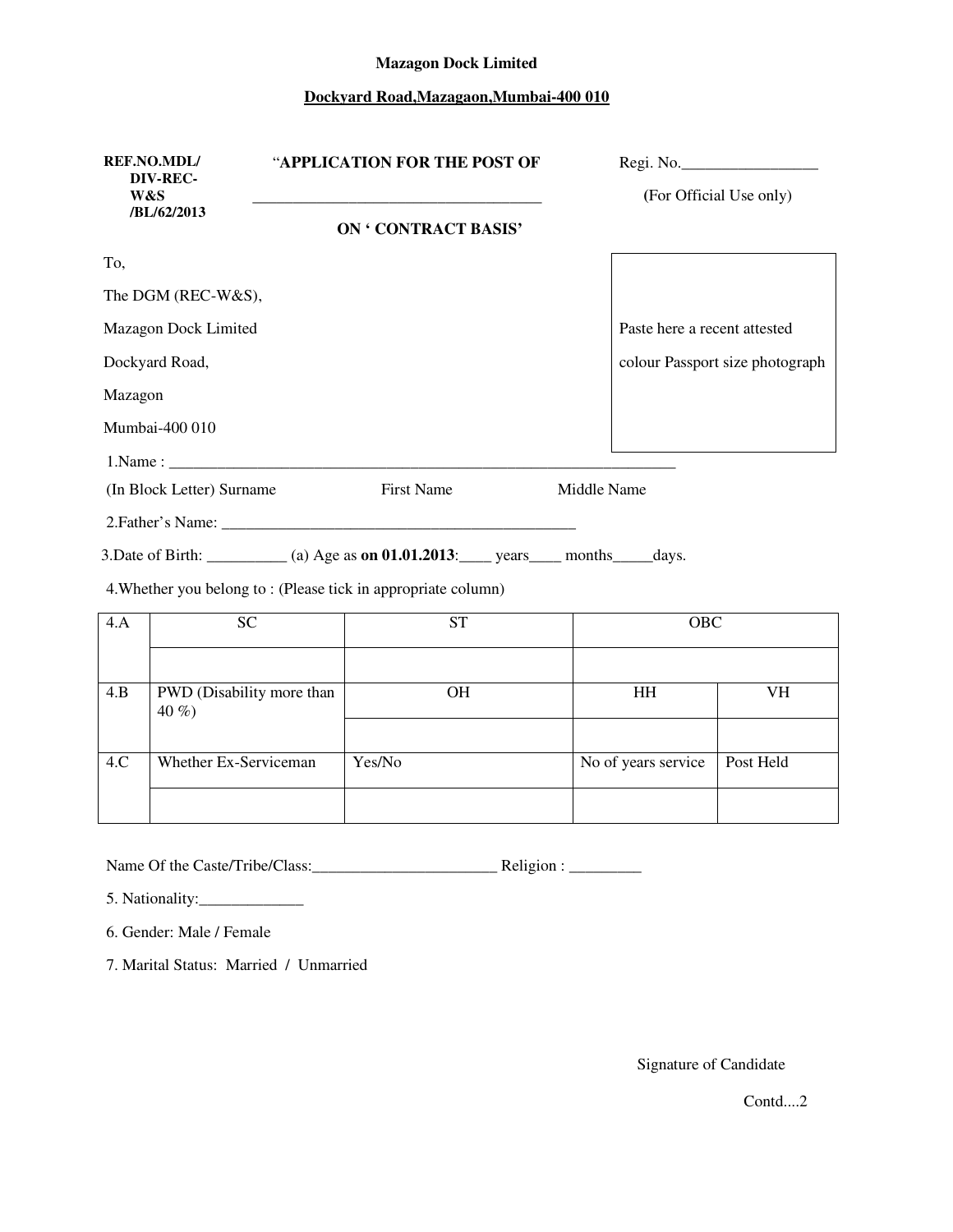**Mazagon Dock Limited**

**Dockyard Road,Mazagaon,Mumbai-400 010**

**REF.NO.MDL/ DIV-REC-W&S /BL/62/2013**

"**APPLICATION FOR THE POST OF**

_____________________________________

**ON ' CONTRACT BASIS'**

Regi. No._________________

(For Official Use only)

To,

The DGM (REC-W&S),

Mazagon Dock Limited

Dockyard Road,

Mazagon

Mumbai-400 010

Paste here a recent attested colour Passport size photograph

1.Name : _________________________________________________________________

(In Block Letter) Surname First Name Middle Name

2.Father's Name: ______________________________________________

3.Date of Birth: __________ (a) Age as **on 01.01.2013**:____ years____ months_____days.

4.Whether you belong to : (Please tick in appropriate column)

| 4.A | SC | ST | OBC | |
|---|---|---|---|---|
| | | | | |
| 4.B | PWD (Disability more than 40 %) | OH | HH | VH |
| | | | | |
| 4.C | Whether Ex-Serviceman | Yes/No | No of years service | Post Held |
| | | | | |

Name Of the Caste/Tribe/Class:_______________________ Religion : _________

5. Nationality:_____________

6. Gender: Male / Female

7. Marital Status: Married / Unmarried

Signature of Candidate

Contd....2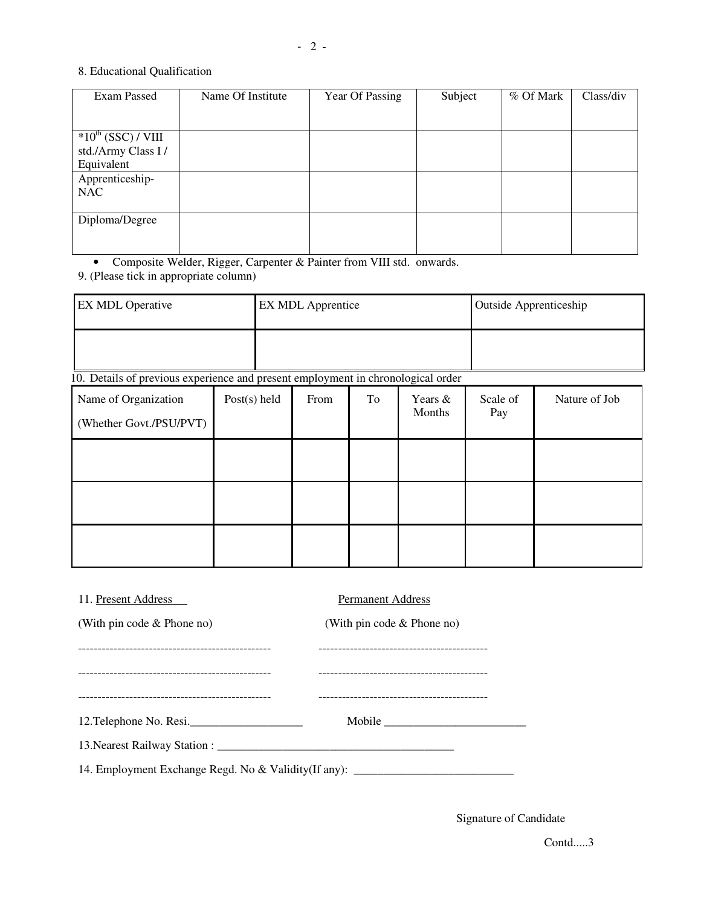8. Educational Qualification

| Exam Passed | Name Of Institute | Year Of Passing | Subject | % Of Mark | Class/div |
|---|---|---|---|---|---|
| *10th (SSC) / VIII std./Army Class I / Equivalent | | | | | |
| Apprenticeship-NAC | | | | | |
| Diploma/Degree | | | | | |

- Composite Welder, Rigger, Carpenter & Painter from VIII std. onwards.

9. (Please tick in appropriate column)

| EX MDL Operative | EX MDL Apprentice | Outside Apprenticeship |
|---|---|---|
| | | |

10. Details of previous experience and present employment in chronological order

| Name of Organization (Whether Govt./PSU/PVT) | Post(s) held | From | To | Years & Months | Scale of Pay | Nature of Job |
|---|---|---|---|---|---|---|
| | | | | | | |
| | | | | | | |
| | | | | | | |

11. Present Address (With pin code & Phone no)

------------------------------------------------

------------------------------------------------

------------------------------------------------

Permanent Address (With pin code & Phone no)

------------------------------------------

------------------------------------------

------------------------------------------

12.Telephone No. Resi.___________________ Mobile ________________________

13.Nearest Railway Station : ________________________________________

14. Employment Exchange Regd. No & Validity(If any): ___________________________

Signature of Candidate

Contd.....3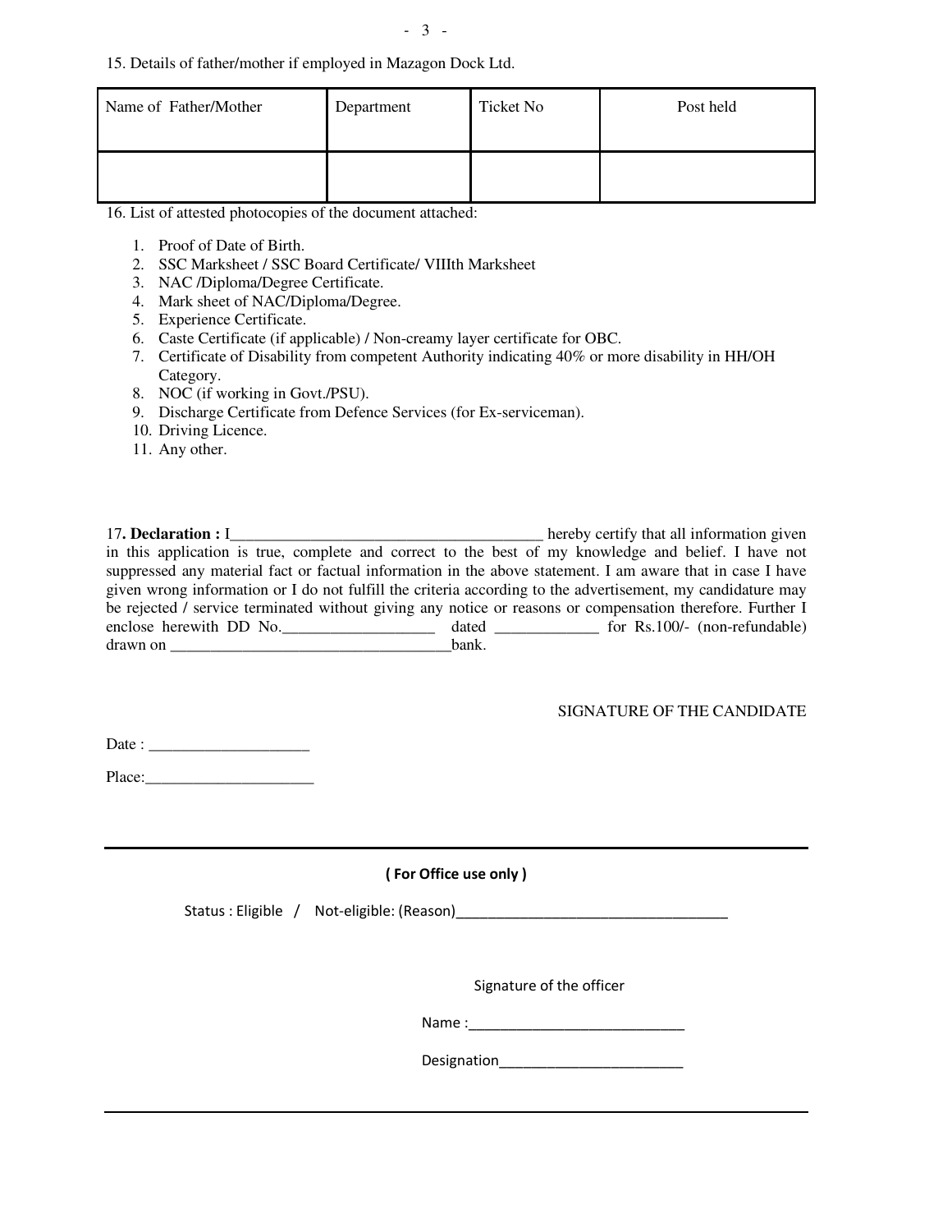15. Details of father/mother if employed in Mazagon Dock Ltd.

| Name of Father/Mother | Department | Ticket No | Post held |
| --- | --- | --- | --- |
| | | | |

16. List of attested photocopies of the document attached:

1. Proof of Date of Birth.
2. SSC Marksheet / SSC Board Certificate/ VIIIth Marksheet
3. NAC /Diploma/Degree Certificate.
4. Mark sheet of NAC/Diploma/Degree.
5. Experience Certificate.
6. Caste Certificate (if applicable) / Non-creamy layer certificate for OBC.
7. Certificate of Disability from competent Authority indicating 40% or more disability in HH/OH Category.
8. NOC (if working in Govt./PSU).
9. Discharge Certificate from Defence Services (for Ex-serviceman).
10. Driving Licence.
11. Any other.

17**. Declaration :** I_______________________________________ hereby certify that all information given in this application is true, complete and correct to the best of my knowledge and belief. I have not suppressed any material fact or factual information in the above statement. I am aware that in case I have given wrong information or I do not fulfill the criteria according to the advertisement, my candidature may be rejected / service terminated without giving any notice or reasons or compensation therefore. Further I enclose herewith DD No.___________________ dated _____________ for Rs.100/- (non-refundable) drawn on ___________________________________bank.

SIGNATURE OF THE CANDIDATE

Date : ____________________

Place:_____________________

---

**( For Office use only )**

Status : Eligible / Not-eligible: (Reason)___________________________________

Signature of the officer

Name :___________________________

Designation_______________________

---